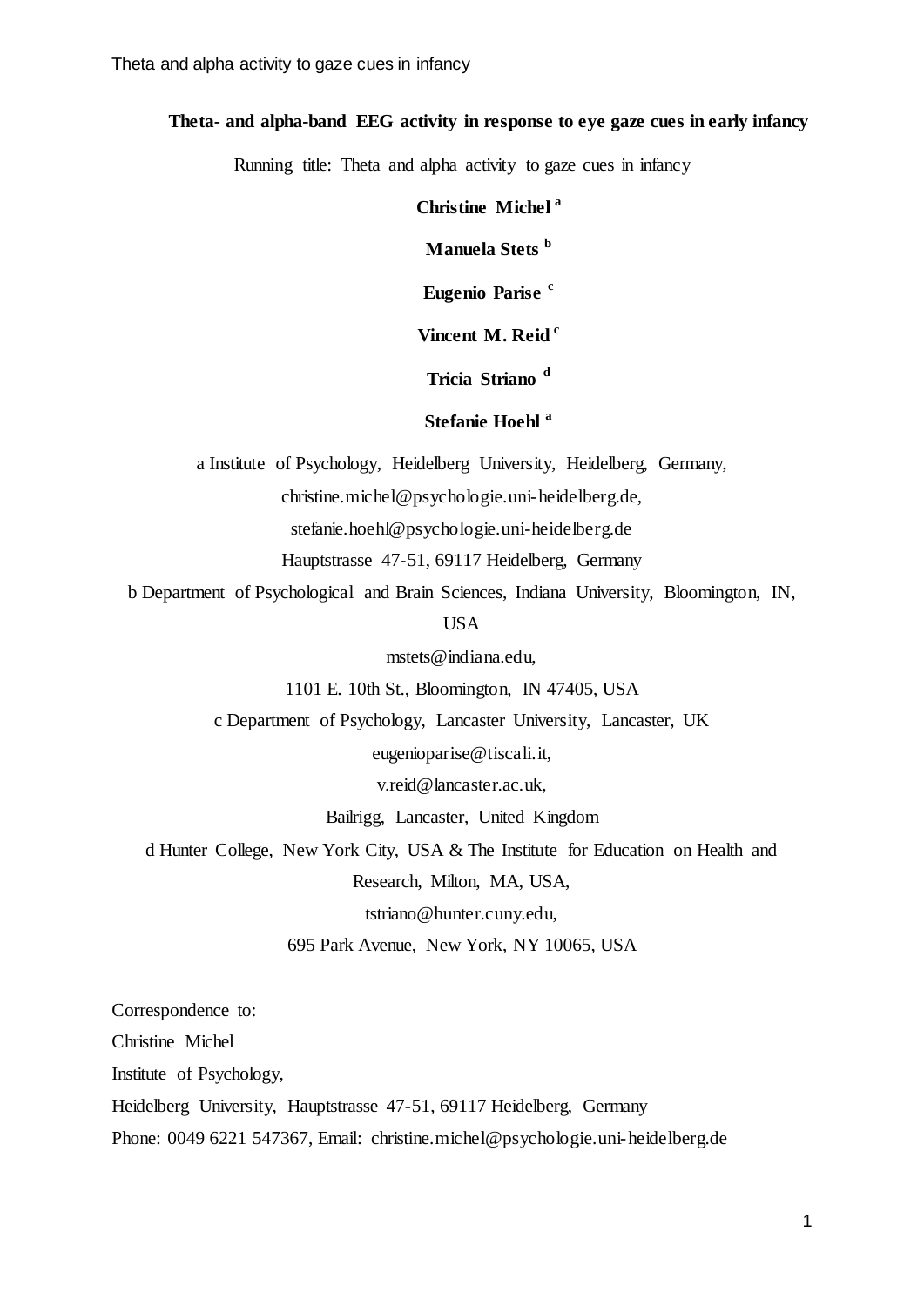# Theta- and alpha-band EEG activity in response to eye gaze cues in early infancy

Running title: Theta and alpha activity to gaze cues in infancy

**Christine Michel** [a]

**Manuela Stets** [b]

**Eugenio Parise** [c]

**Vincent M. Reid** [c]

**Tricia Striano** [d]

**Stefanie Hoehl** [a]

a Institute of Psychology, Heidelberg University, Heidelberg, Germany,
christine.michel@psychologie.uni-heidelberg.de,
stefanie.hoehl@psychologie.uni-heidelberg.de
Hauptstrasse 47-51, 69117 Heidelberg, Germany

b Department of Psychological and Brain Sciences, Indiana University, Bloomington, IN, USA
mstets@indiana.edu,
1101 E. 10th St., Bloomington, IN 47405, USA

c Department of Psychology, Lancaster University, Lancaster, UK
eugenioparise@tiscali.it,
v.reid@lancaster.ac.uk,
Bailrigg, Lancaster, United Kingdom

d Hunter College, New York City, USA & The Institute for Education on Health and Research, Milton, MA, USA,
tstriano@hunter.cuny.edu,
695 Park Avenue, New York, NY 10065, USA

Correspondence to:
Christine Michel
Institute of Psychology,
Heidelberg University, Hauptstrasse 47-51, 69117 Heidelberg, Germany
Phone: 0049 6221 547367, Email: christine.michel@psychologie.uni-heidelberg.de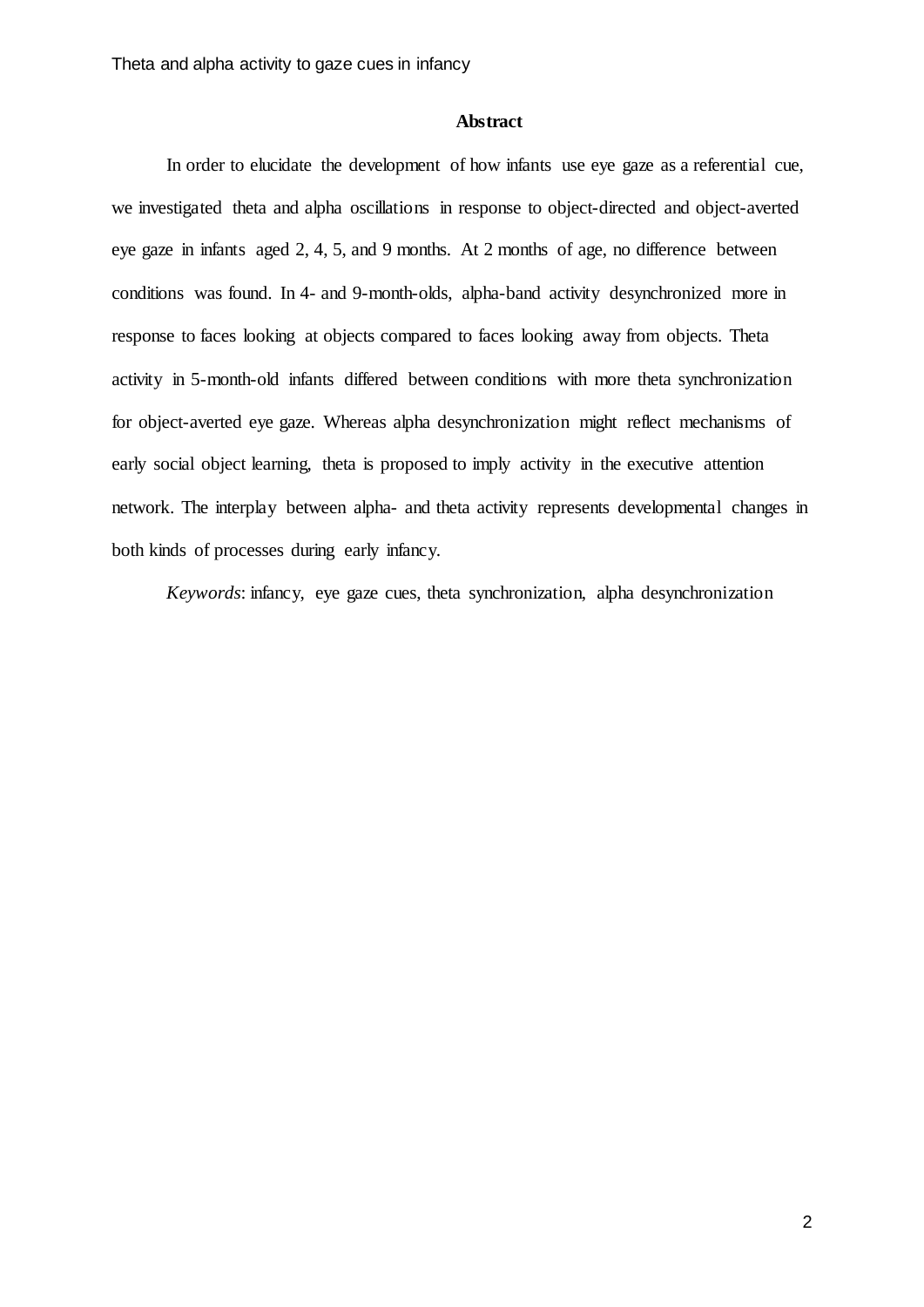## Abstract

In order to elucidate the development of how infants use eye gaze as a referential cue, we investigated theta and alpha oscillations in response to object-directed and object-averted eye gaze in infants aged 2, 4, 5, and 9 months. At 2 months of age, no difference between conditions was found. In 4- and 9-month-olds, alpha-band activity desynchronized more in response to faces looking at objects compared to faces looking away from objects. Theta activity in 5-month-old infants differed between conditions with more theta synchronization for object-averted eye gaze. Whereas alpha desynchronization might reflect mechanisms of early social object learning, theta is proposed to imply activity in the executive attention network. The interplay between alpha- and theta activity represents developmental changes in both kinds of processes during early infancy.

*Keywords*: infancy, eye gaze cues, theta synchronization, alpha desynchronization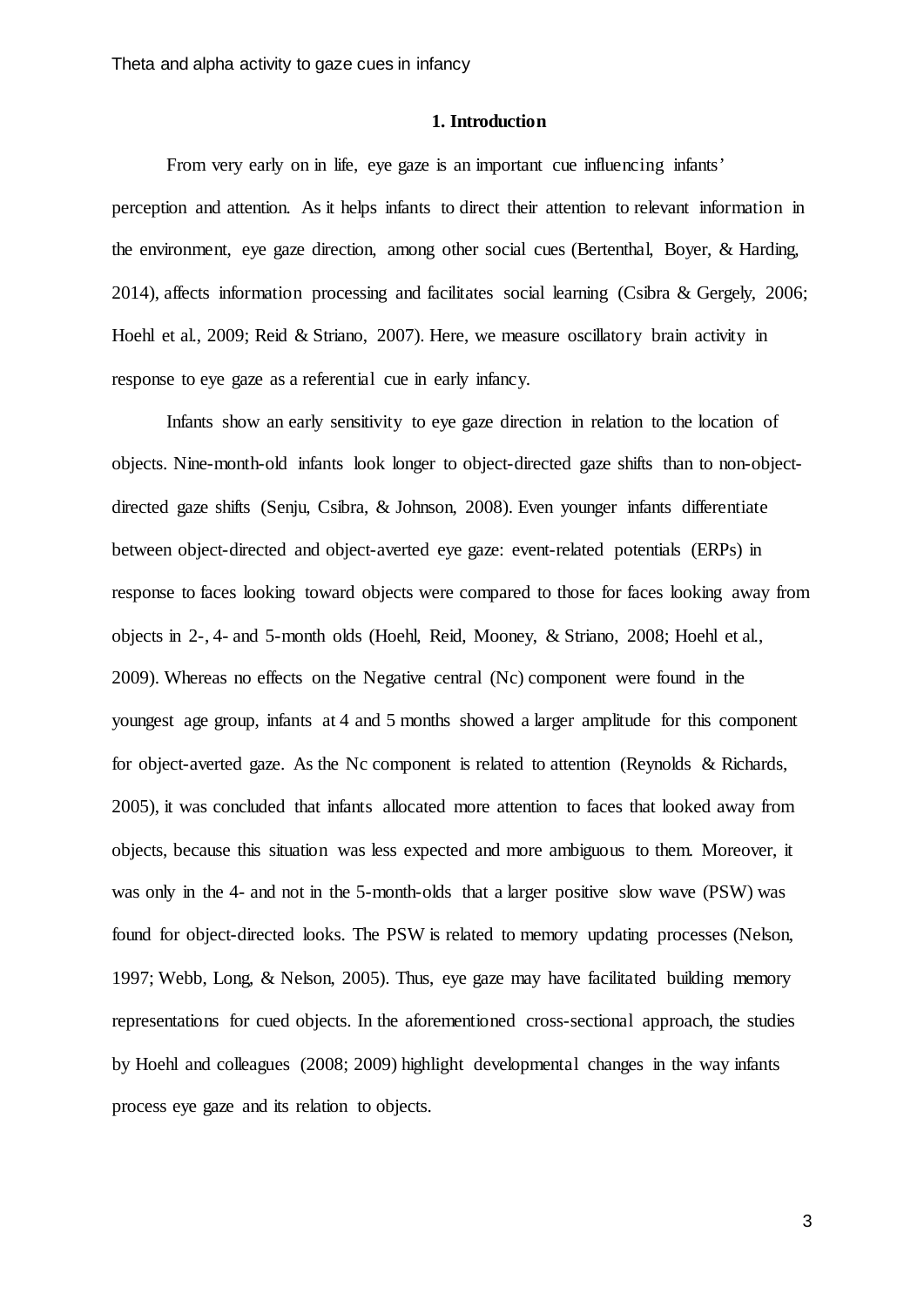## 1. Introduction

From very early on in life, eye gaze is an important cue influencing infants' perception and attention. As it helps infants to direct their attention to relevant information in the environment, eye gaze direction, among other social cues (Bertenthal, Boyer, & Harding, 2014), affects information processing and facilitates social learning (Csibra & Gergely, 2006; Hoehl et al., 2009; Reid & Striano, 2007). Here, we measure oscillatory brain activity in response to eye gaze as a referential cue in early infancy.

Infants show an early sensitivity to eye gaze direction in relation to the location of objects. Nine-month-old infants look longer to object-directed gaze shifts than to non-object-directed gaze shifts (Senju, Csibra, & Johnson, 2008). Even younger infants differentiate between object-directed and object-averted eye gaze: event-related potentials (ERPs) in response to faces looking toward objects were compared to those for faces looking away from objects in 2-, 4- and 5-month olds (Hoehl, Reid, Mooney, & Striano, 2008; Hoehl et al., 2009). Whereas no effects on the Negative central (Nc) component were found in the youngest age group, infants at 4 and 5 months showed a larger amplitude for this component for object-averted gaze. As the Nc component is related to attention (Reynolds & Richards, 2005), it was concluded that infants allocated more attention to faces that looked away from objects, because this situation was less expected and more ambiguous to them. Moreover, it was only in the 4- and not in the 5-month-olds that a larger positive slow wave (PSW) was found for object-directed looks. The PSW is related to memory updating processes (Nelson, 1997; Webb, Long, & Nelson, 2005). Thus, eye gaze may have facilitated building memory representations for cued objects. In the aforementioned cross-sectional approach, the studies by Hoehl and colleagues (2008; 2009) highlight developmental changes in the way infants process eye gaze and its relation to objects.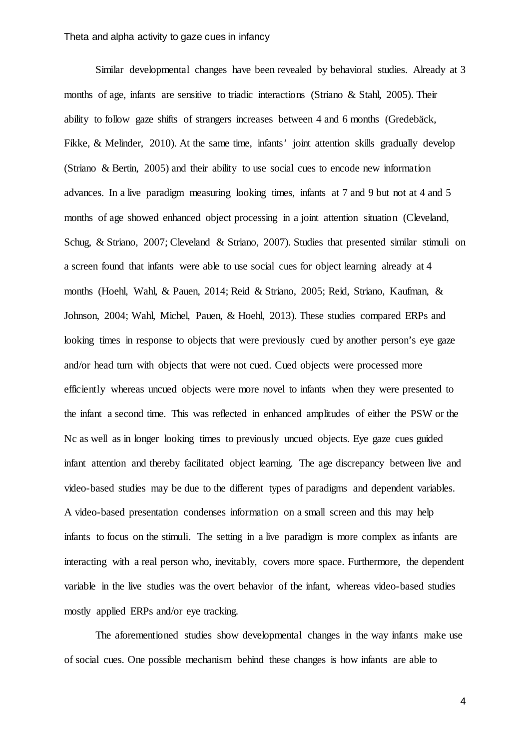Similar developmental changes have been revealed by behavioral studies. Already at 3 months of age, infants are sensitive to triadic interactions (Striano & Stahl, 2005). Their ability to follow gaze shifts of strangers increases between 4 and 6 months (Gredebäck, Fikke, & Melinder, 2010). At the same time, infants' joint attention skills gradually develop (Striano & Bertin, 2005) and their ability to use social cues to encode new information advances. In a live paradigm measuring looking times, infants at 7 and 9 but not at 4 and 5 months of age showed enhanced object processing in a joint attention situation (Cleveland, Schug, & Striano, 2007; Cleveland & Striano, 2007). Studies that presented similar stimuli on a screen found that infants were able to use social cues for object learning already at 4 months (Hoehl, Wahl, & Pauen, 2014; Reid & Striano, 2005; Reid, Striano, Kaufman, & Johnson, 2004; Wahl, Michel, Pauen, & Hoehl, 2013). These studies compared ERPs and looking times in response to objects that were previously cued by another person's eye gaze and/or head turn with objects that were not cued. Cued objects were processed more efficiently whereas uncued objects were more novel to infants when they were presented to the infant a second time. This was reflected in enhanced amplitudes of either the PSW or the Nc as well as in longer looking times to previously uncued objects. Eye gaze cues guided infant attention and thereby facilitated object learning. The age discrepancy between live and video-based studies may be due to the different types of paradigms and dependent variables. A video-based presentation condenses information on a small screen and this may help infants to focus on the stimuli. The setting in a live paradigm is more complex as infants are interacting with a real person who, inevitably, covers more space. Furthermore, the dependent variable in the live studies was the overt behavior of the infant, whereas video-based studies mostly applied ERPs and/or eye tracking.

The aforementioned studies show developmental changes in the way infants make use of social cues. One possible mechanism behind these changes is how infants are able to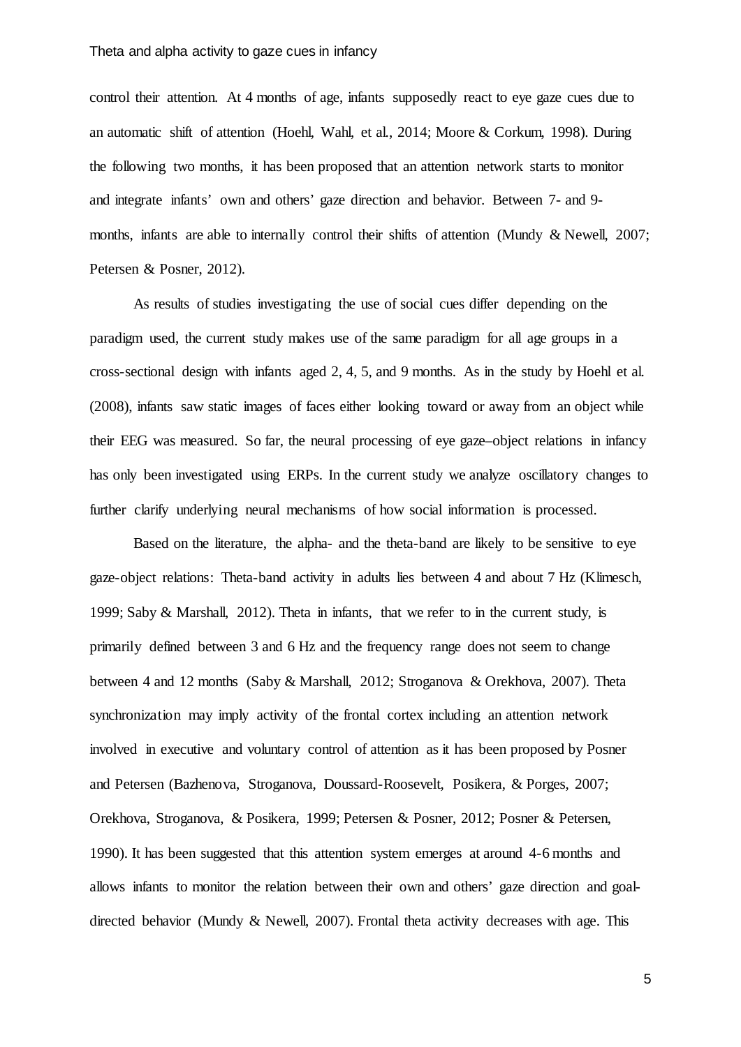control their attention. At 4 months of age, infants supposedly react to eye gaze cues due to an automatic shift of attention (Hoehl, Wahl, et al., 2014; Moore & Corkum, 1998). During the following two months, it has been proposed that an attention network starts to monitor and integrate infants' own and others' gaze direction and behavior. Between 7- and 9-months, infants are able to internally control their shifts of attention (Mundy & Newell, 2007; Petersen & Posner, 2012).

As results of studies investigating the use of social cues differ depending on the paradigm used, the current study makes use of the same paradigm for all age groups in a cross-sectional design with infants aged 2, 4, 5, and 9 months. As in the study by Hoehl et al. (2008), infants saw static images of faces either looking toward or away from an object while their EEG was measured. So far, the neural processing of eye gaze–object relations in infancy has only been investigated using ERPs. In the current study we analyze oscillatory changes to further clarify underlying neural mechanisms of how social information is processed.

Based on the literature, the alpha- and the theta-band are likely to be sensitive to eye gaze-object relations: Theta-band activity in adults lies between 4 and about 7 Hz (Klimesch, 1999; Saby & Marshall, 2012). Theta in infants, that we refer to in the current study, is primarily defined between 3 and 6 Hz and the frequency range does not seem to change between 4 and 12 months (Saby & Marshall, 2012; Stroganova & Orekhova, 2007). Theta synchronization may imply activity of the frontal cortex including an attention network involved in executive and voluntary control of attention as it has been proposed by Posner and Petersen (Bazhenova, Stroganova, Doussard-Roosevelt, Posikera, & Porges, 2007; Orekhova, Stroganova, & Posikera, 1999; Petersen & Posner, 2012; Posner & Petersen, 1990). It has been suggested that this attention system emerges at around 4-6 months and allows infants to monitor the relation between their own and others' gaze direction and goal-directed behavior (Mundy & Newell, 2007). Frontal theta activity decreases with age. This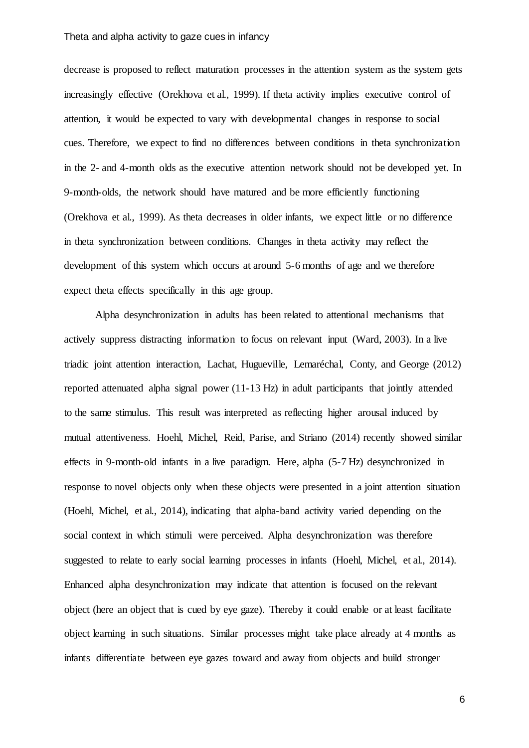decrease is proposed to reflect maturation processes in the attention system as the system gets increasingly effective (Orekhova et al., 1999). If theta activity implies executive control of attention, it would be expected to vary with developmental changes in response to social cues. Therefore, we expect to find no differences between conditions in theta synchronization in the 2- and 4-month olds as the executive attention network should not be developed yet. In 9-month-olds, the network should have matured and be more efficiently functioning (Orekhova et al., 1999). As theta decreases in older infants, we expect little or no difference in theta synchronization between conditions. Changes in theta activity may reflect the development of this system which occurs at around 5-6 months of age and we therefore expect theta effects specifically in this age group.

Alpha desynchronization in adults has been related to attentional mechanisms that actively suppress distracting information to focus on relevant input (Ward, 2003). In a live triadic joint attention interaction, Lachat, Hugueville, Lemaréchal, Conty, and George (2012) reported attenuated alpha signal power (11-13 Hz) in adult participants that jointly attended to the same stimulus. This result was interpreted as reflecting higher arousal induced by mutual attentiveness. Hoehl, Michel, Reid, Parise, and Striano (2014) recently showed similar effects in 9-month-old infants in a live paradigm. Here, alpha (5-7 Hz) desynchronized in response to novel objects only when these objects were presented in a joint attention situation (Hoehl, Michel, et al., 2014), indicating that alpha-band activity varied depending on the social context in which stimuli were perceived. Alpha desynchronization was therefore suggested to relate to early social learning processes in infants (Hoehl, Michel, et al., 2014). Enhanced alpha desynchronization may indicate that attention is focused on the relevant object (here an object that is cued by eye gaze). Thereby it could enable or at least facilitate object learning in such situations. Similar processes might take place already at 4 months as infants differentiate between eye gazes toward and away from objects and build stronger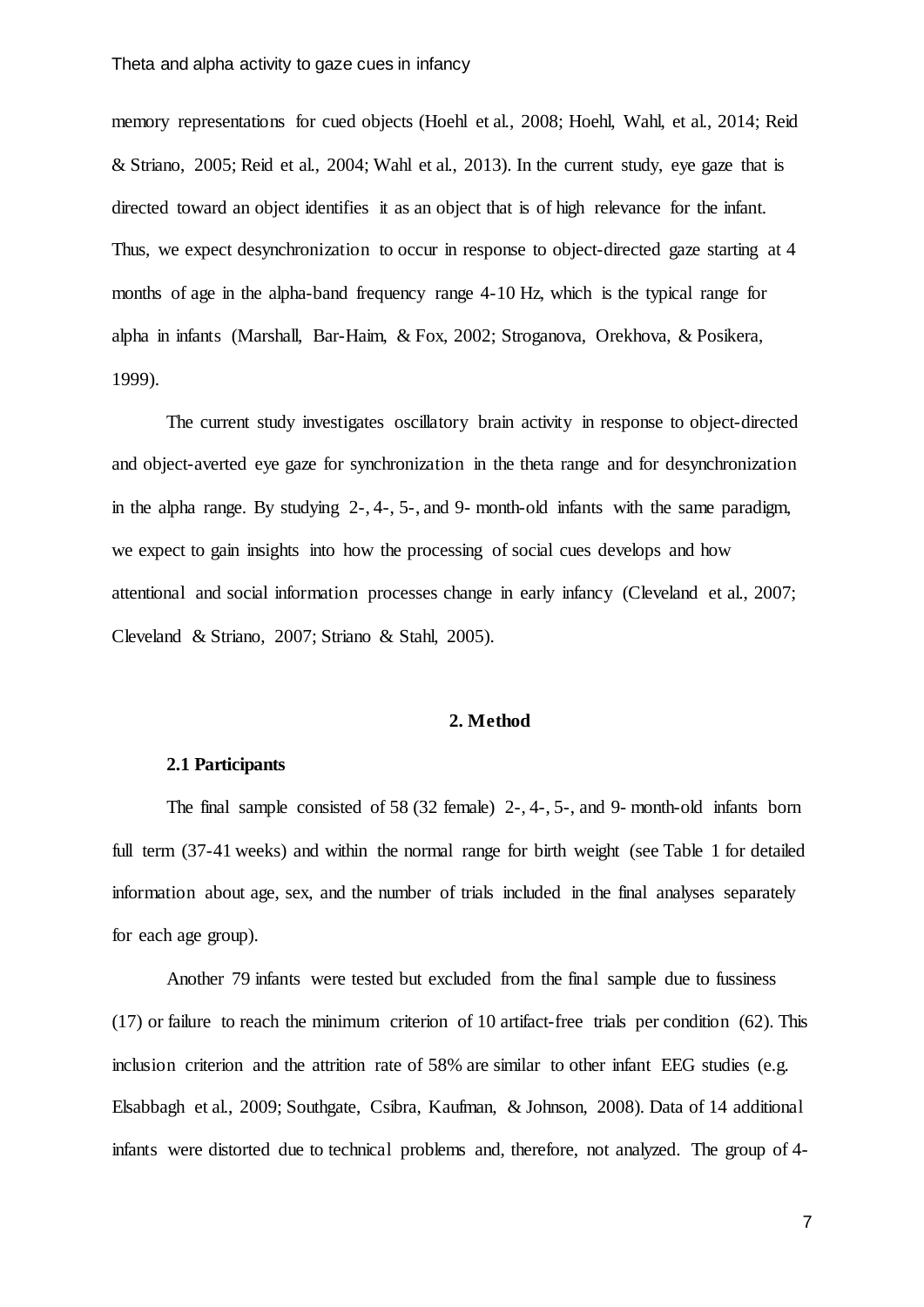memory representations for cued objects (Hoehl et al., 2008; Hoehl, Wahl, et al., 2014; Reid & Striano, 2005; Reid et al., 2004; Wahl et al., 2013). In the current study, eye gaze that is directed toward an object identifies it as an object that is of high relevance for the infant. Thus, we expect desynchronization to occur in response to object-directed gaze starting at 4 months of age in the alpha-band frequency range 4-10 Hz, which is the typical range for alpha in infants (Marshall, Bar-Haim, & Fox, 2002; Stroganova, Orekhova, & Posikera, 1999).

The current study investigates oscillatory brain activity in response to object-directed and object-averted eye gaze for synchronization in the theta range and for desynchronization in the alpha range. By studying 2-, 4-, 5-, and 9- month-old infants with the same paradigm, we expect to gain insights into how the processing of social cues develops and how attentional and social information processes change in early infancy (Cleveland et al., 2007; Cleveland & Striano, 2007; Striano & Stahl, 2005).

## 2. Method

### 2.1 Participants

The final sample consisted of 58 (32 female) 2-, 4-, 5-, and 9- month-old infants born full term (37-41 weeks) and within the normal range for birth weight (see Table 1 for detailed information about age, sex, and the number of trials included in the final analyses separately for each age group).

Another 79 infants were tested but excluded from the final sample due to fussiness (17) or failure to reach the minimum criterion of 10 artifact-free trials per condition (62). This inclusion criterion and the attrition rate of 58% are similar to other infant EEG studies (e.g. Elsabbagh et al., 2009; Southgate, Csibra, Kaufman, & Johnson, 2008). Data of 14 additional infants were distorted due to technical problems and, therefore, not analyzed. The group of 4-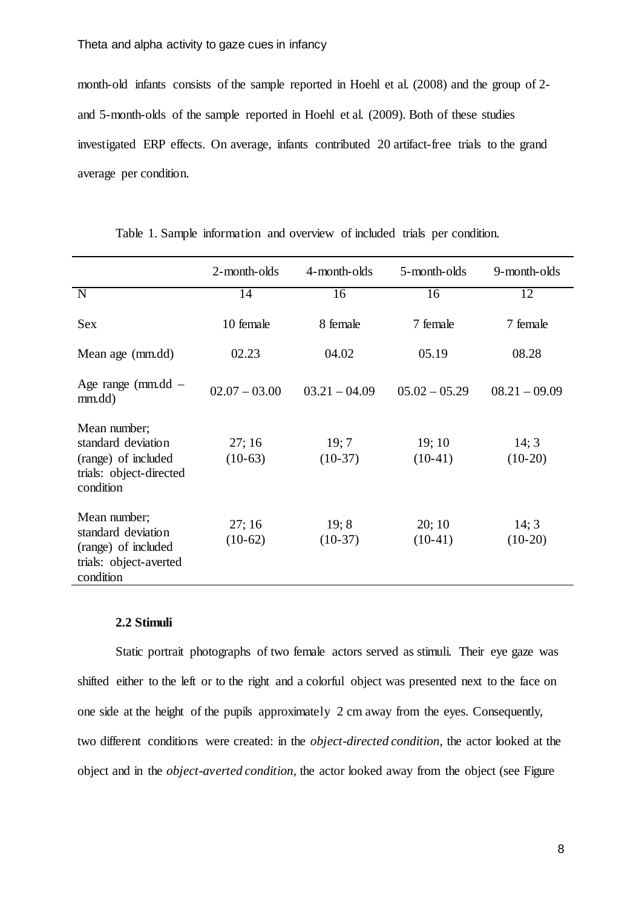month-old infants consists of the sample reported in Hoehl et al. (2008) and the group of 2- and 5-month-olds of the sample reported in Hoehl et al. (2009). Both of these studies investigated ERP effects. On average, infants contributed 20 artifact-free trials to the grand average per condition.

Table 1. Sample information and overview of included trials per condition.

| | 2-month-olds | 4-month-olds | 5-month-olds | 9-month-olds |
|---|---|---|---|---|
| N | 14 | 16 | 16 | 12 |
| Sex | 10 female | 8 female | 7 female | 7 female |
| Mean age (mm.dd) | 02.23 | 04.02 | 05.19 | 08.28 |
| Age range (mm.dd – mm.dd) | 02.07 – 03.00 | 03.21 – 04.09 | 05.02 – 05.29 | 08.21 – 09.09 |
| Mean number; standard deviation (range) of included trials: object-directed condition | 27; 16 (10-63) | 19; 7 (10-37) | 19; 10 (10-41) | 14; 3 (10-20) |
| Mean number; standard deviation (range) of included trials: object-averted condition | 27; 16 (10-62) | 19; 8 (10-37) | 20; 10 (10-41) | 14; 3 (10-20) |

### 2.2 Stimuli

Static portrait photographs of two female actors served as stimuli. Their eye gaze was shifted either to the left or to the right and a colorful object was presented next to the face on one side at the height of the pupils approximately 2 cm away from the eyes. Consequently, two different conditions were created: in the *object-directed condition*, the actor looked at the object and in the *object-averted condition*, the actor looked away from the object (see Figure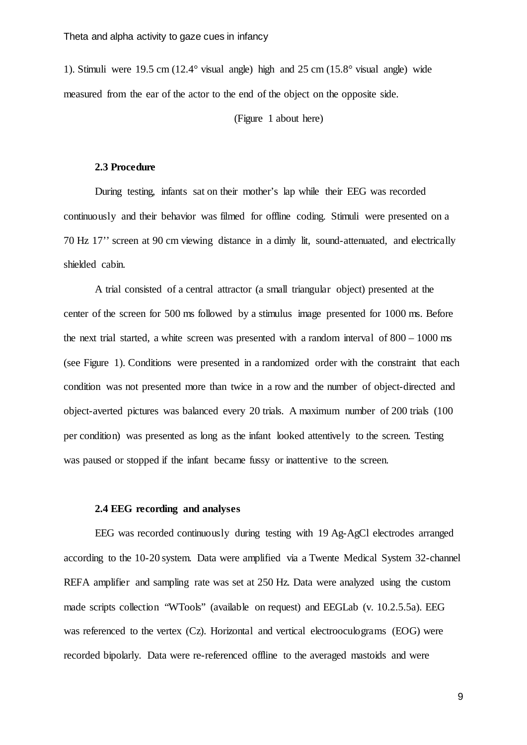1). Stimuli were 19.5 cm (12.4° visual angle) high and 25 cm (15.8° visual angle) wide measured from the ear of the actor to the end of the object on the opposite side.

(Figure 1 about here)

### 2.3 Procedure

During testing, infants sat on their mother's lap while their EEG was recorded continuously and their behavior was filmed for offline coding. Stimuli were presented on a 70 Hz 17'' screen at 90 cm viewing distance in a dimly lit, sound-attenuated, and electrically shielded cabin.

A trial consisted of a central attractor (a small triangular object) presented at the center of the screen for 500 ms followed by a stimulus image presented for 1000 ms. Before the next trial started, a white screen was presented with a random interval of 800 – 1000 ms (see Figure 1). Conditions were presented in a randomized order with the constraint that each condition was not presented more than twice in a row and the number of object-directed and object-averted pictures was balanced every 20 trials. A maximum number of 200 trials (100 per condition) was presented as long as the infant looked attentively to the screen. Testing was paused or stopped if the infant became fussy or inattentive to the screen.

### 2.4 EEG recording and analyses

EEG was recorded continuously during testing with 19 Ag-AgCl electrodes arranged according to the 10-20 system. Data were amplified via a Twente Medical System 32-channel REFA amplifier and sampling rate was set at 250 Hz. Data were analyzed using the custom made scripts collection "WTools" (available on request) and EEGLab (v. 10.2.5.5a). EEG was referenced to the vertex (Cz). Horizontal and vertical electrooculograms (EOG) were recorded bipolarly. Data were re-referenced offline to the averaged mastoids and were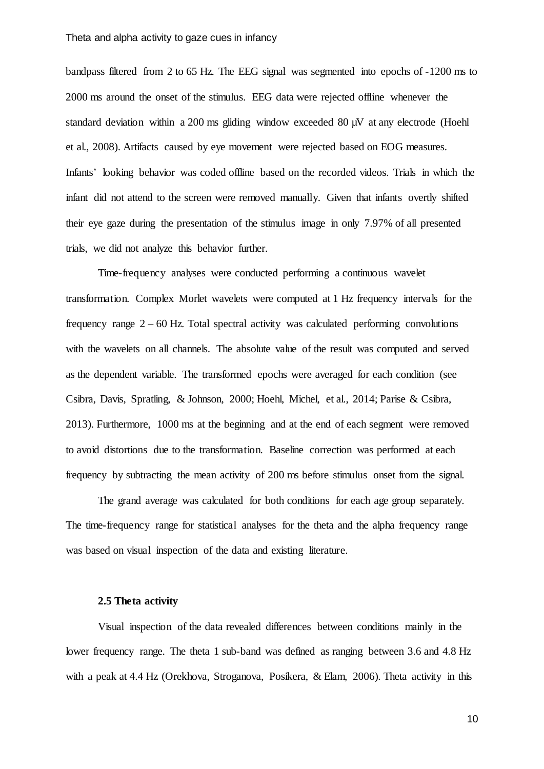bandpass filtered from 2 to 65 Hz. The EEG signal was segmented into epochs of -1200 ms to 2000 ms around the onset of the stimulus. EEG data were rejected offline whenever the standard deviation within a 200 ms gliding window exceeded 80 µV at any electrode (Hoehl et al., 2008). Artifacts caused by eye movement were rejected based on EOG measures. Infants' looking behavior was coded offline based on the recorded videos. Trials in which the infant did not attend to the screen were removed manually. Given that infants overtly shifted their eye gaze during the presentation of the stimulus image in only 7.97% of all presented trials, we did not analyze this behavior further.

Time-frequency analyses were conducted performing a continuous wavelet transformation. Complex Morlet wavelets were computed at 1 Hz frequency intervals for the frequency range 2 – 60 Hz. Total spectral activity was calculated performing convolutions with the wavelets on all channels. The absolute value of the result was computed and served as the dependent variable. The transformed epochs were averaged for each condition (see Csibra, Davis, Spratling, & Johnson, 2000; Hoehl, Michel, et al., 2014; Parise & Csibra, 2013). Furthermore, 1000 ms at the beginning and at the end of each segment were removed to avoid distortions due to the transformation. Baseline correction was performed at each frequency by subtracting the mean activity of 200 ms before stimulus onset from the signal.

The grand average was calculated for both conditions for each age group separately. The time-frequency range for statistical analyses for the theta and the alpha frequency range was based on visual inspection of the data and existing literature.

### 2.5 Theta activity

Visual inspection of the data revealed differences between conditions mainly in the lower frequency range. The theta 1 sub-band was defined as ranging between 3.6 and 4.8 Hz with a peak at 4.4 Hz (Orekhova, Stroganova, Posikera, & Elam, 2006). Theta activity in this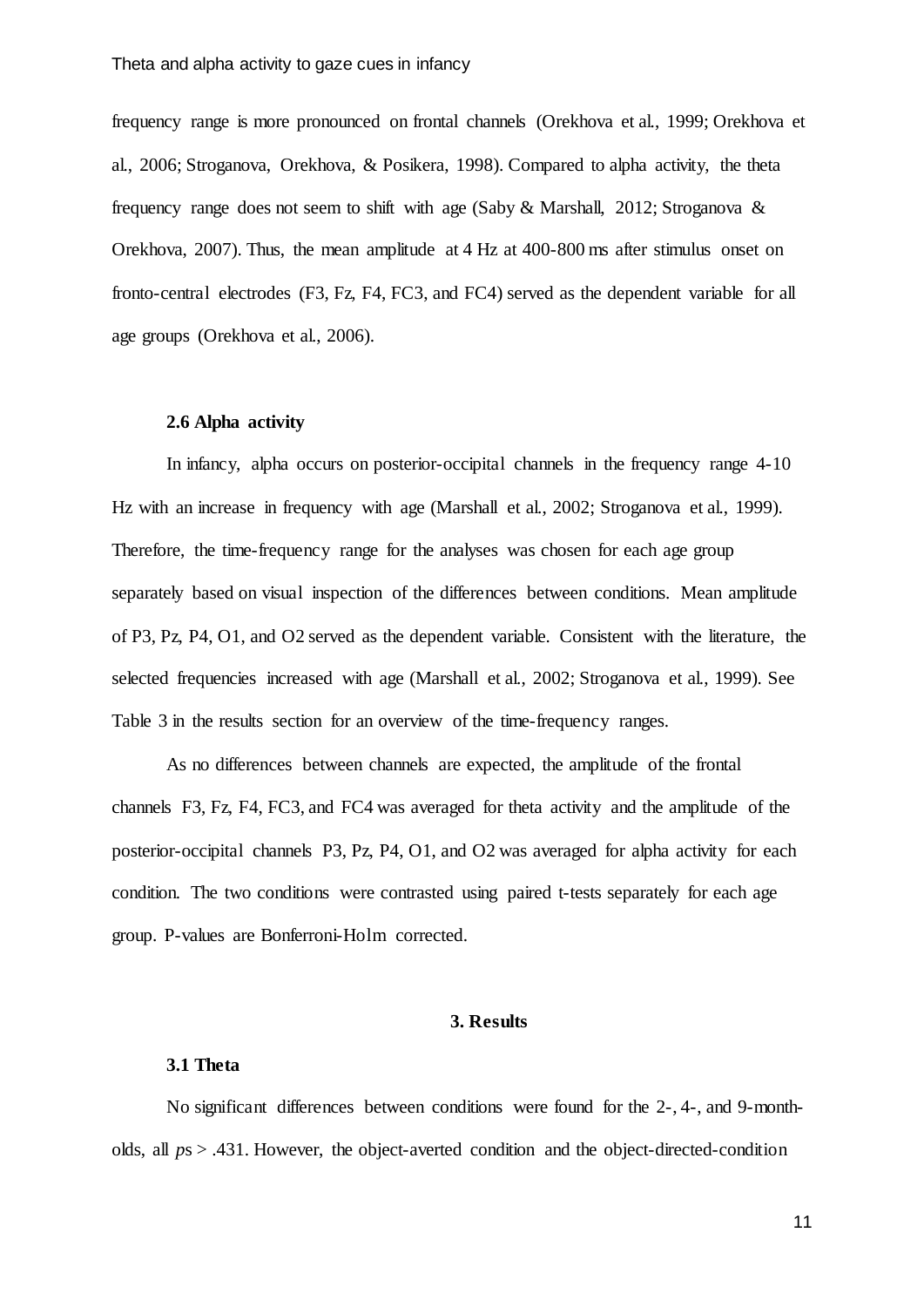frequency range is more pronounced on frontal channels (Orekhova et al., 1999; Orekhova et al., 2006; Stroganova, Orekhova, & Posikera, 1998). Compared to alpha activity, the theta frequency range does not seem to shift with age (Saby & Marshall, 2012; Stroganova & Orekhova, 2007). Thus, the mean amplitude at 4 Hz at 400-800 ms after stimulus onset on fronto-central electrodes (F3, Fz, F4, FC3, and FC4) served as the dependent variable for all age groups (Orekhova et al., 2006).

### 2.6 Alpha activity

In infancy, alpha occurs on posterior-occipital channels in the frequency range 4-10 Hz with an increase in frequency with age (Marshall et al., 2002; Stroganova et al., 1999). Therefore, the time-frequency range for the analyses was chosen for each age group separately based on visual inspection of the differences between conditions. Mean amplitude of P3, Pz, P4, O1, and O2 served as the dependent variable. Consistent with the literature, the selected frequencies increased with age (Marshall et al., 2002; Stroganova et al., 1999). See Table 3 in the results section for an overview of the time-frequency ranges.

As no differences between channels are expected, the amplitude of the frontal channels F3, Fz, F4, FC3, and FC4 was averaged for theta activity and the amplitude of the posterior-occipital channels P3, Pz, P4, O1, and O2 was averaged for alpha activity for each condition. The two conditions were contrasted using paired t-tests separately for each age group. P-values are Bonferroni-Holm corrected.

## 3. Results

### 3.1 Theta

No significant differences between conditions were found for the 2-, 4-, and 9-month-olds, all $p$s > .431. However, the object-averted condition and the object-directed-condition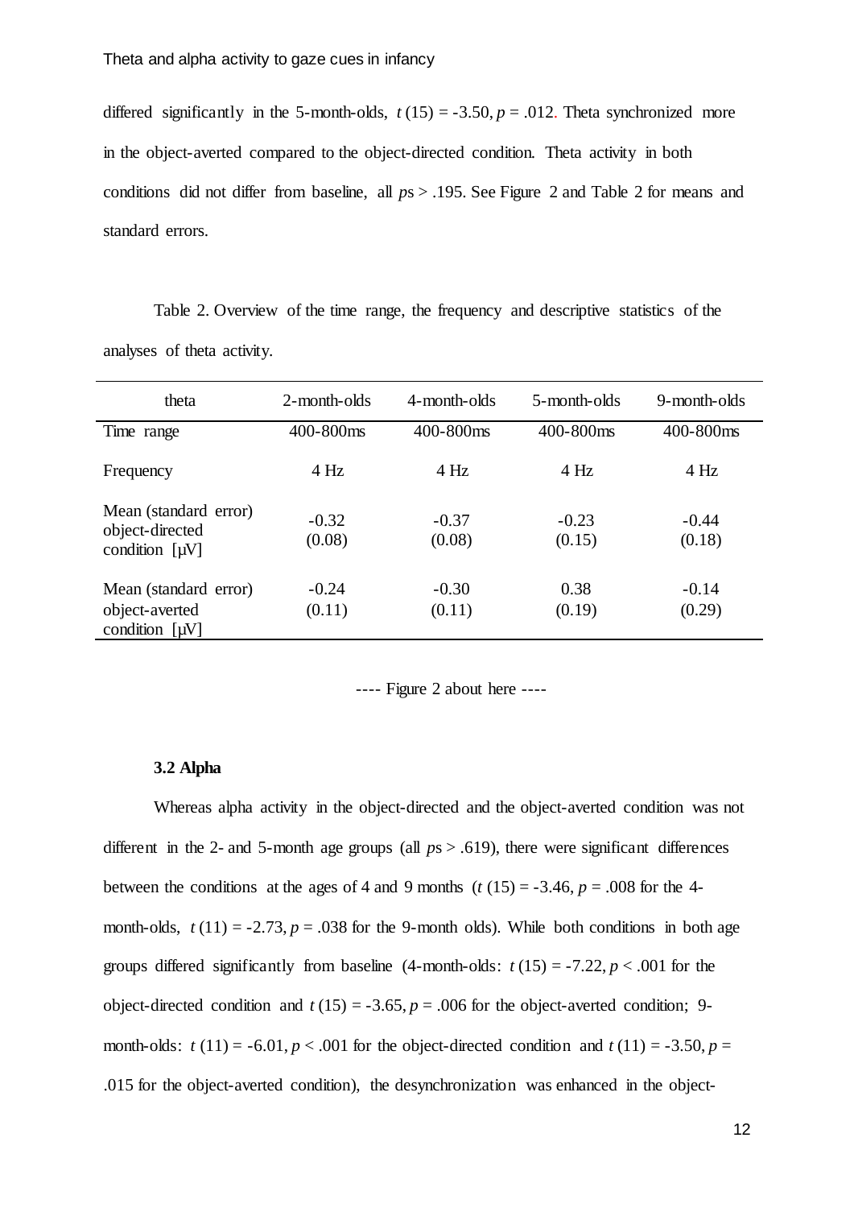differed significantly in the 5-month-olds, $t\,(15) = -3.50$, $p = .012$. Theta synchronized more in the object-averted compared to the object-directed condition. Theta activity in both conditions did not differ from baseline, all $p$s > .195. See Figure 2 and Table 2 for means and standard errors.

Table 2. Overview of the time range, the frequency and descriptive statistics of the analyses of theta activity.

| theta | 2-month-olds | 4-month-olds | 5-month-olds | 9-month-olds |
|---|---|---|---|---|
| Time range | 400-800ms | 400-800ms | 400-800ms | 400-800ms |
| Frequency | 4 Hz | 4 Hz | 4 Hz | 4 Hz |
| Mean (standard error) object-directed condition [µV] | -0.32 (0.08) | -0.37 (0.08) | -0.23 (0.15) | -0.44 (0.18) |
| Mean (standard error) object-averted condition [µV] | -0.24 (0.11) | -0.30 (0.11) | 0.38 (0.19) | -0.14 (0.29) |

---- Figure 2 about here ----

### 3.2 Alpha

Whereas alpha activity in the object-directed and the object-averted condition was not different in the 2- and 5-month age groups (all $p$s > .619), there were significant differences between the conditions at the ages of 4 and 9 months ($t\,(15) = -3.46$, $p = .008$ for the 4-month-olds, $t\,(11) = -2.73$, $p = .038$ for the 9-month olds). While both conditions in both age groups differed significantly from baseline (4-month-olds: $t\,(15) = -7.22$, $p < .001$ for the object-directed condition and $t\,(15) = -3.65$, $p = .006$ for the object-averted condition; 9-month-olds: $t\,(11) = -6.01$, $p < .001$ for the object-directed condition and $t\,(11) = -3.50$, $p = .015$ for the object-averted condition), the desynchronization was enhanced in the object-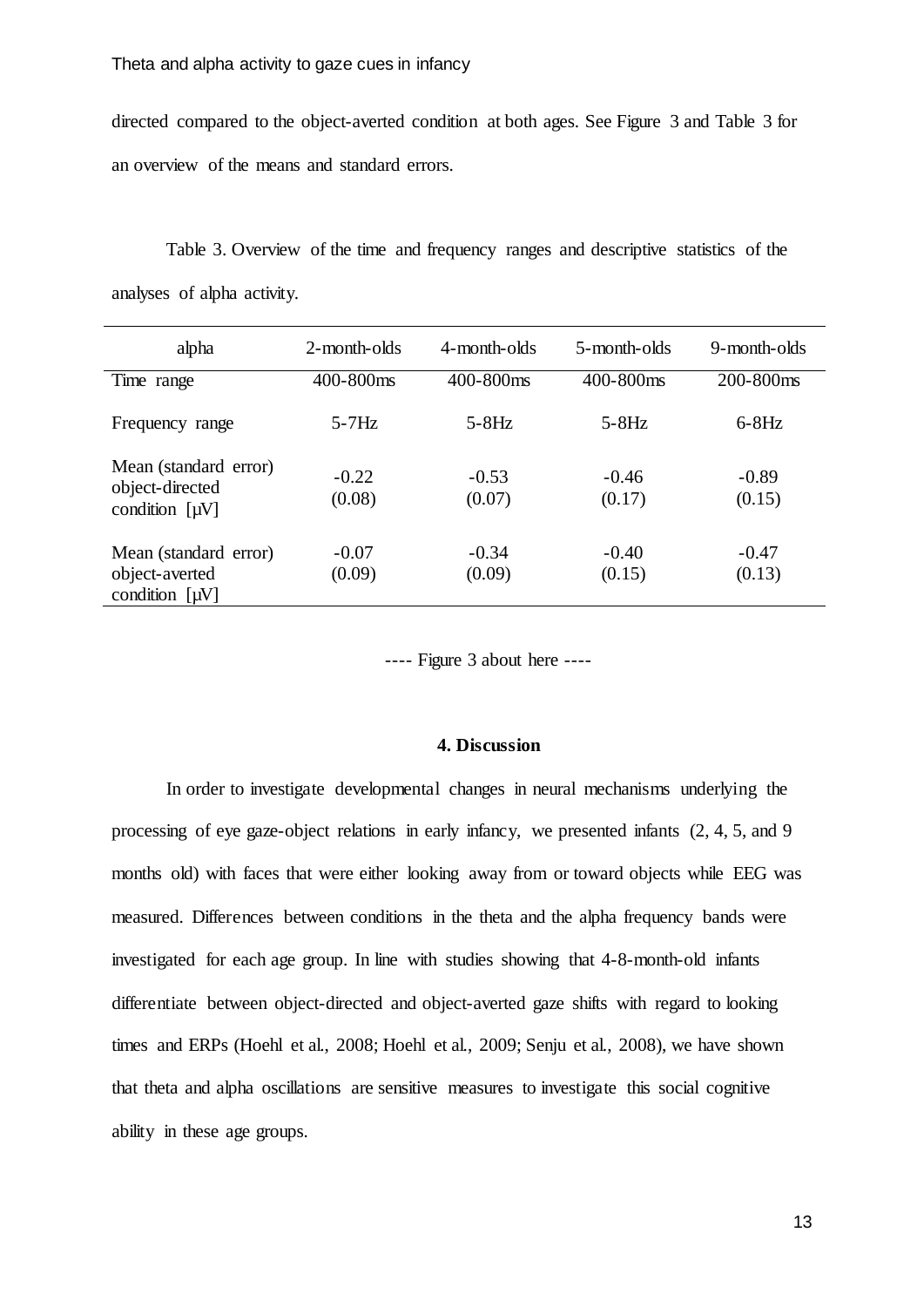directed compared to the object-averted condition at both ages. See Figure 3 and Table 3 for an overview of the means and standard errors.

Table 3. Overview of the time and frequency ranges and descriptive statistics of the analyses of alpha activity.

| alpha | 2-month-olds | 4-month-olds | 5-month-olds | 9-month-olds |
|---|---|---|---|---|
| Time range | 400-800ms | 400-800ms | 400-800ms | 200-800ms |
| Frequency range | 5-7Hz | 5-8Hz | 5-8Hz | 6-8Hz |
| Mean (standard error) object-directed condition [µV] | -0.22 (0.08) | -0.53 (0.07) | -0.46 (0.17) | -0.89 (0.15) |
| Mean (standard error) object-averted condition [µV] | -0.07 (0.09) | -0.34 (0.09) | -0.40 (0.15) | -0.47 (0.13) |

---- Figure 3 about here ----

## 4. Discussion

In order to investigate developmental changes in neural mechanisms underlying the processing of eye gaze-object relations in early infancy, we presented infants (2, 4, 5, and 9 months old) with faces that were either looking away from or toward objects while EEG was measured. Differences between conditions in the theta and the alpha frequency bands were investigated for each age group. In line with studies showing that 4-8-month-old infants differentiate between object-directed and object-averted gaze shifts with regard to looking times and ERPs (Hoehl et al., 2008; Hoehl et al., 2009; Senju et al., 2008), we have shown that theta and alpha oscillations are sensitive measures to investigate this social cognitive ability in these age groups.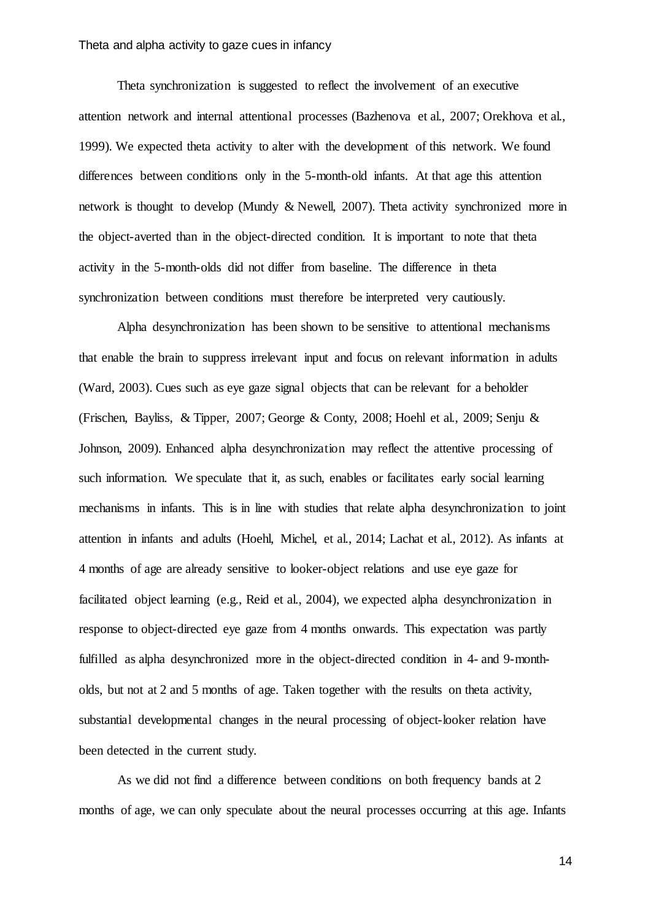Theta synchronization is suggested to reflect the involvement of an executive attention network and internal attentional processes (Bazhenova et al., 2007; Orekhova et al., 1999). We expected theta activity to alter with the development of this network. We found differences between conditions only in the 5-month-old infants. At that age this attention network is thought to develop (Mundy & Newell, 2007). Theta activity synchronized more in the object-averted than in the object-directed condition. It is important to note that theta activity in the 5-month-olds did not differ from baseline. The difference in theta synchronization between conditions must therefore be interpreted very cautiously.

Alpha desynchronization has been shown to be sensitive to attentional mechanisms that enable the brain to suppress irrelevant input and focus on relevant information in adults (Ward, 2003). Cues such as eye gaze signal objects that can be relevant for a beholder (Frischen, Bayliss, & Tipper, 2007; George & Conty, 2008; Hoehl et al., 2009; Senju & Johnson, 2009). Enhanced alpha desynchronization may reflect the attentive processing of such information. We speculate that it, as such, enables or facilitates early social learning mechanisms in infants. This is in line with studies that relate alpha desynchronization to joint attention in infants and adults (Hoehl, Michel, et al., 2014; Lachat et al., 2012). As infants at 4 months of age are already sensitive to looker-object relations and use eye gaze for facilitated object learning (e.g., Reid et al., 2004), we expected alpha desynchronization in response to object-directed eye gaze from 4 months onwards. This expectation was partly fulfilled as alpha desynchronized more in the object-directed condition in 4- and 9-month-olds, but not at 2 and 5 months of age. Taken together with the results on theta activity, substantial developmental changes in the neural processing of object-looker relation have been detected in the current study.

As we did not find a difference between conditions on both frequency bands at 2 months of age, we can only speculate about the neural processes occurring at this age. Infants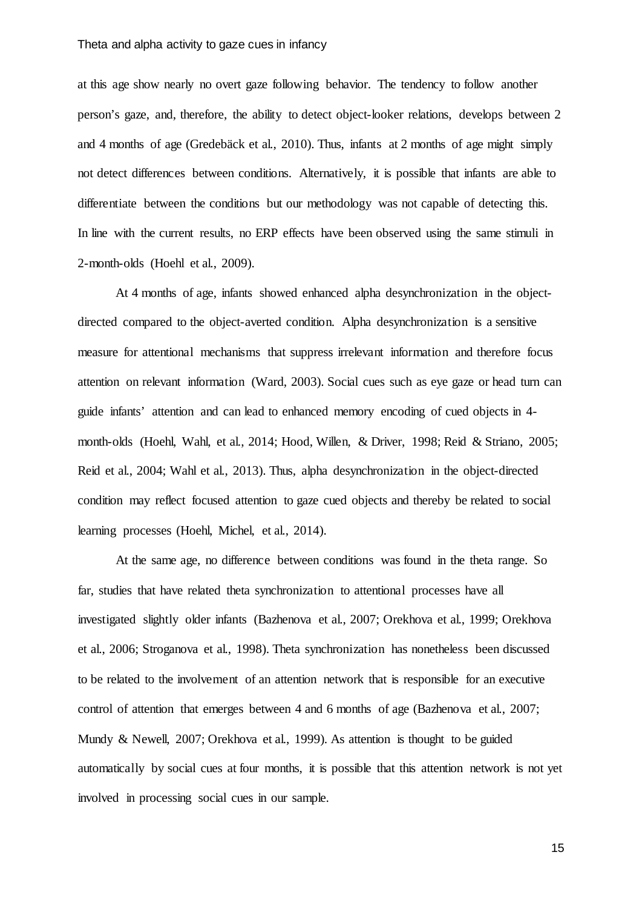at this age show nearly no overt gaze following behavior. The tendency to follow another person's gaze, and, therefore, the ability to detect object-looker relations, develops between 2 and 4 months of age (Gredebäck et al., 2010). Thus, infants at 2 months of age might simply not detect differences between conditions. Alternatively, it is possible that infants are able to differentiate between the conditions but our methodology was not capable of detecting this. In line with the current results, no ERP effects have been observed using the same stimuli in 2-month-olds (Hoehl et al., 2009).

At 4 months of age, infants showed enhanced alpha desynchronization in the object-directed compared to the object-averted condition. Alpha desynchronization is a sensitive measure for attentional mechanisms that suppress irrelevant information and therefore focus attention on relevant information (Ward, 2003). Social cues such as eye gaze or head turn can guide infants' attention and can lead to enhanced memory encoding of cued objects in 4-month-olds (Hoehl, Wahl, et al., 2014; Hood, Willen, & Driver, 1998; Reid & Striano, 2005; Reid et al., 2004; Wahl et al., 2013). Thus, alpha desynchronization in the object-directed condition may reflect focused attention to gaze cued objects and thereby be related to social learning processes (Hoehl, Michel, et al., 2014).

At the same age, no difference between conditions was found in the theta range. So far, studies that have related theta synchronization to attentional processes have all investigated slightly older infants (Bazhenova et al., 2007; Orekhova et al., 1999; Orekhova et al., 2006; Stroganova et al., 1998). Theta synchronization has nonetheless been discussed to be related to the involvement of an attention network that is responsible for an executive control of attention that emerges between 4 and 6 months of age (Bazhenova et al., 2007; Mundy & Newell, 2007; Orekhova et al., 1999). As attention is thought to be guided automatically by social cues at four months, it is possible that this attention network is not yet involved in processing social cues in our sample.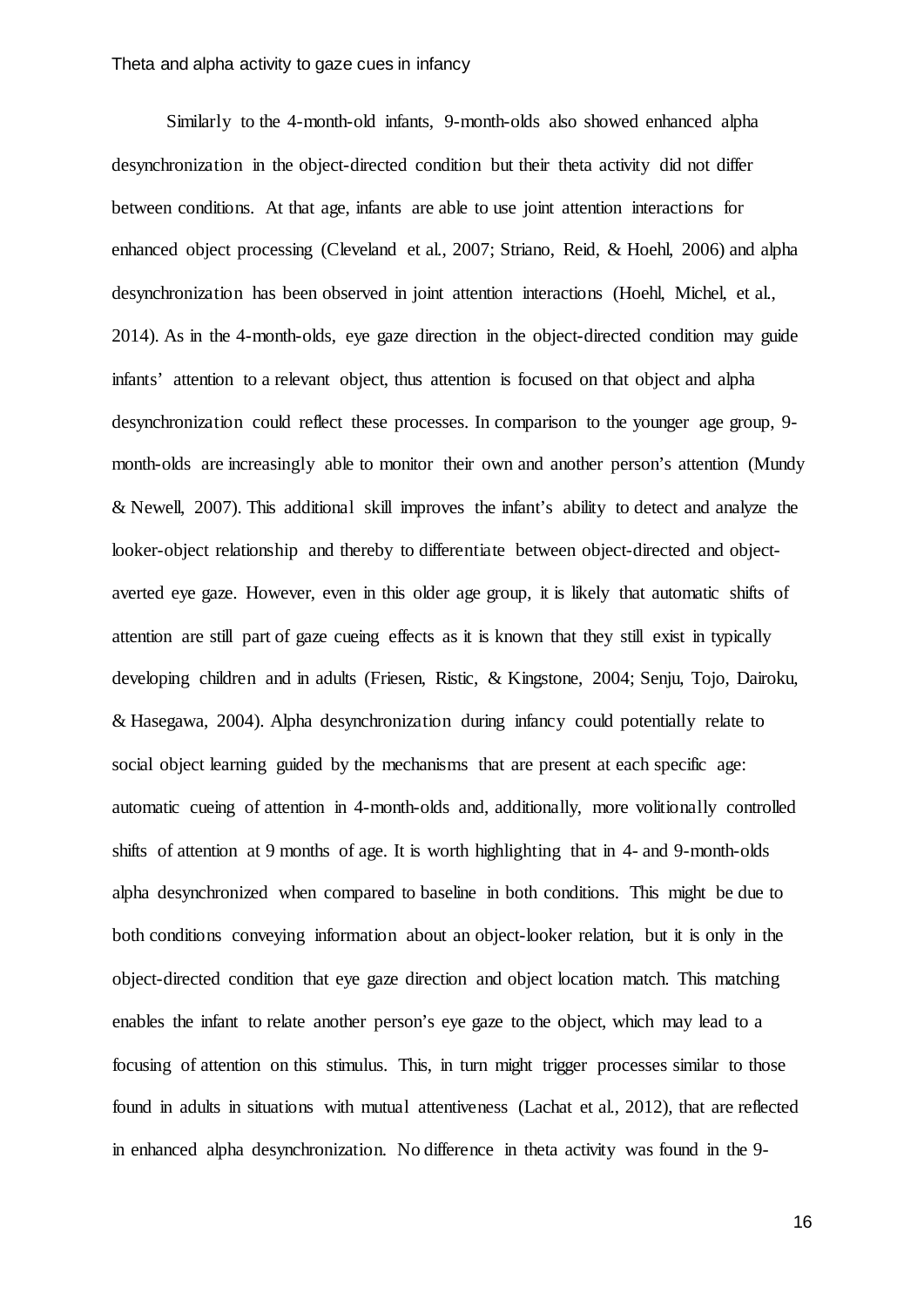Similarly to the 4-month-old infants, 9-month-olds also showed enhanced alpha desynchronization in the object-directed condition but their theta activity did not differ between conditions. At that age, infants are able to use joint attention interactions for enhanced object processing (Cleveland et al., 2007; Striano, Reid, & Hoehl, 2006) and alpha desynchronization has been observed in joint attention interactions (Hoehl, Michel, et al., 2014). As in the 4-month-olds, eye gaze direction in the object-directed condition may guide infants' attention to a relevant object, thus attention is focused on that object and alpha desynchronization could reflect these processes. In comparison to the younger age group, 9-month-olds are increasingly able to monitor their own and another person's attention (Mundy & Newell, 2007). This additional skill improves the infant's ability to detect and analyze the looker-object relationship and thereby to differentiate between object-directed and object-averted eye gaze. However, even in this older age group, it is likely that automatic shifts of attention are still part of gaze cueing effects as it is known that they still exist in typically developing children and in adults (Friesen, Ristic, & Kingstone, 2004; Senju, Tojo, Dairoku, & Hasegawa, 2004). Alpha desynchronization during infancy could potentially relate to social object learning guided by the mechanisms that are present at each specific age: automatic cueing of attention in 4-month-olds and, additionally, more volitionally controlled shifts of attention at 9 months of age. It is worth highlighting that in 4- and 9-month-olds alpha desynchronized when compared to baseline in both conditions. This might be due to both conditions conveying information about an object-looker relation, but it is only in the object-directed condition that eye gaze direction and object location match. This matching enables the infant to relate another person's eye gaze to the object, which may lead to a focusing of attention on this stimulus. This, in turn might trigger processes similar to those found in adults in situations with mutual attentiveness (Lachat et al., 2012), that are reflected in enhanced alpha desynchronization. No difference in theta activity was found in the 9-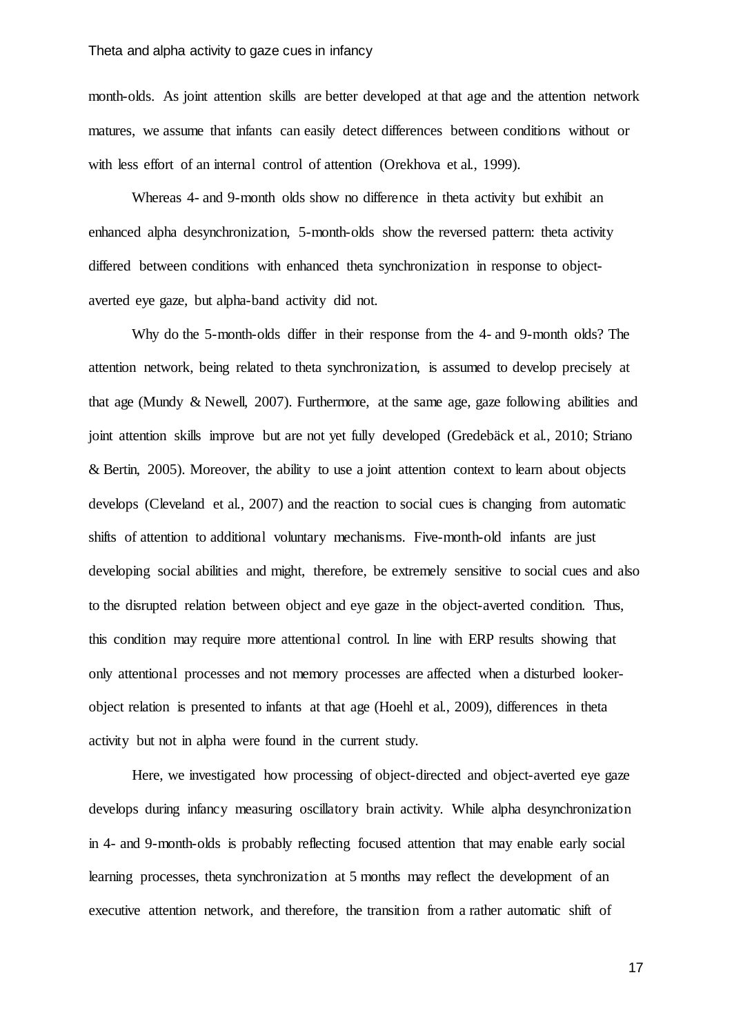month-olds. As joint attention skills are better developed at that age and the attention network matures, we assume that infants can easily detect differences between conditions without or with less effort of an internal control of attention (Orekhova et al., 1999).

Whereas 4- and 9-month olds show no difference in theta activity but exhibit an enhanced alpha desynchronization, 5-month-olds show the reversed pattern: theta activity differed between conditions with enhanced theta synchronization in response to object-averted eye gaze, but alpha-band activity did not.

Why do the 5-month-olds differ in their response from the 4- and 9-month olds? The attention network, being related to theta synchronization, is assumed to develop precisely at that age (Mundy & Newell, 2007). Furthermore, at the same age, gaze following abilities and joint attention skills improve but are not yet fully developed (Gredebäck et al., 2010; Striano & Bertin, 2005). Moreover, the ability to use a joint attention context to learn about objects develops (Cleveland et al., 2007) and the reaction to social cues is changing from automatic shifts of attention to additional voluntary mechanisms. Five-month-old infants are just developing social abilities and might, therefore, be extremely sensitive to social cues and also to the disrupted relation between object and eye gaze in the object-averted condition. Thus, this condition may require more attentional control. In line with ERP results showing that only attentional processes and not memory processes are affected when a disturbed looker-object relation is presented to infants at that age (Hoehl et al., 2009), differences in theta activity but not in alpha were found in the current study.

Here, we investigated how processing of object-directed and object-averted eye gaze develops during infancy measuring oscillatory brain activity. While alpha desynchronization in 4- and 9-month-olds is probably reflecting focused attention that may enable early social learning processes, theta synchronization at 5 months may reflect the development of an executive attention network, and therefore, the transition from a rather automatic shift of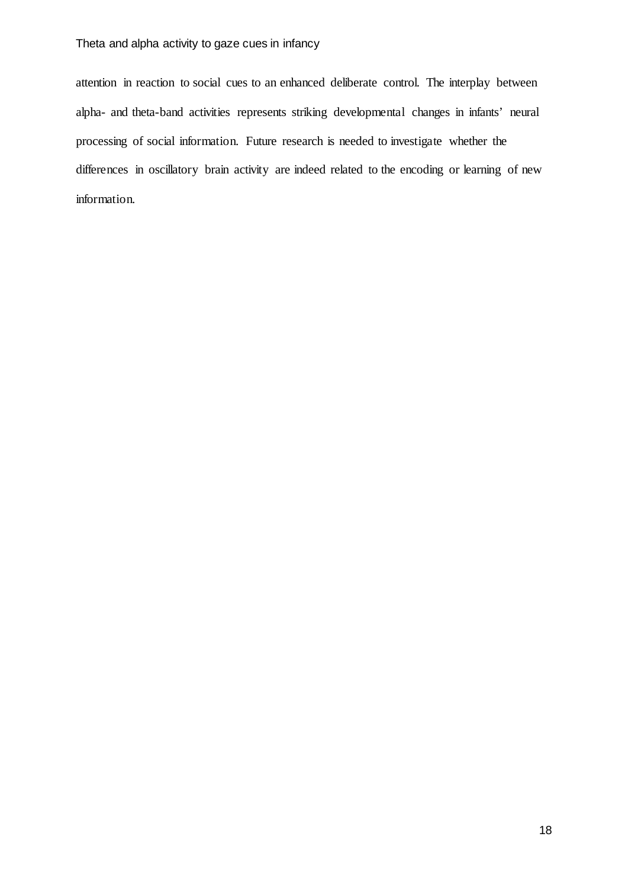attention in reaction to social cues to an enhanced deliberate control. The interplay between alpha- and theta-band activities represents striking developmental changes in infants' neural processing of social information. Future research is needed to investigate whether the differences in oscillatory brain activity are indeed related to the encoding or learning of new information.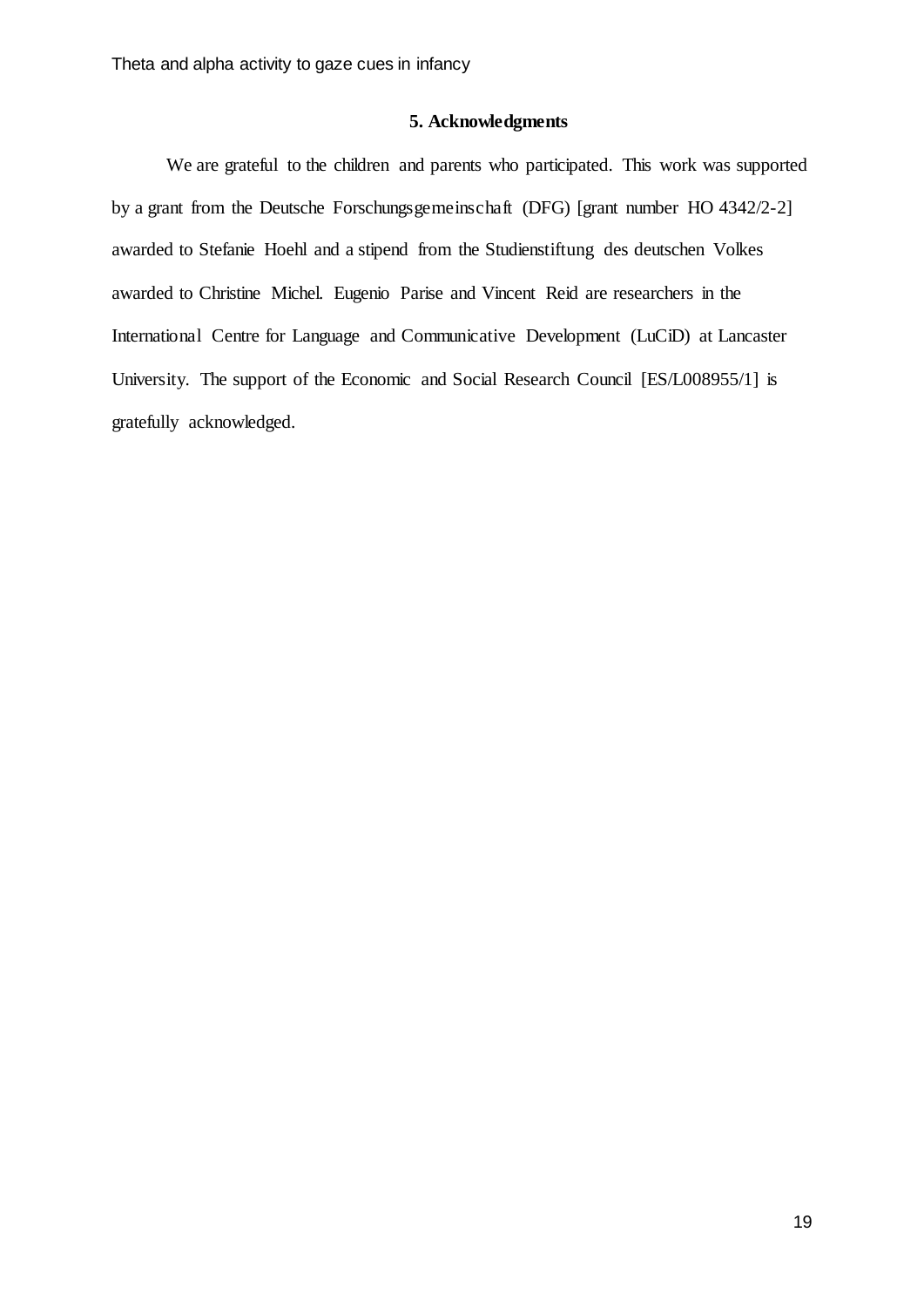## 5. Acknowledgments

We are grateful to the children and parents who participated. This work was supported by a grant from the Deutsche Forschungsgemeinschaft (DFG) [grant number HO 4342/2-2] awarded to Stefanie Hoehl and a stipend from the Studienstiftung des deutschen Volkes awarded to Christine Michel. Eugenio Parise and Vincent Reid are researchers in the International Centre for Language and Communicative Development (LuCiD) at Lancaster University. The support of the Economic and Social Research Council [ES/L008955/1] is gratefully acknowledged.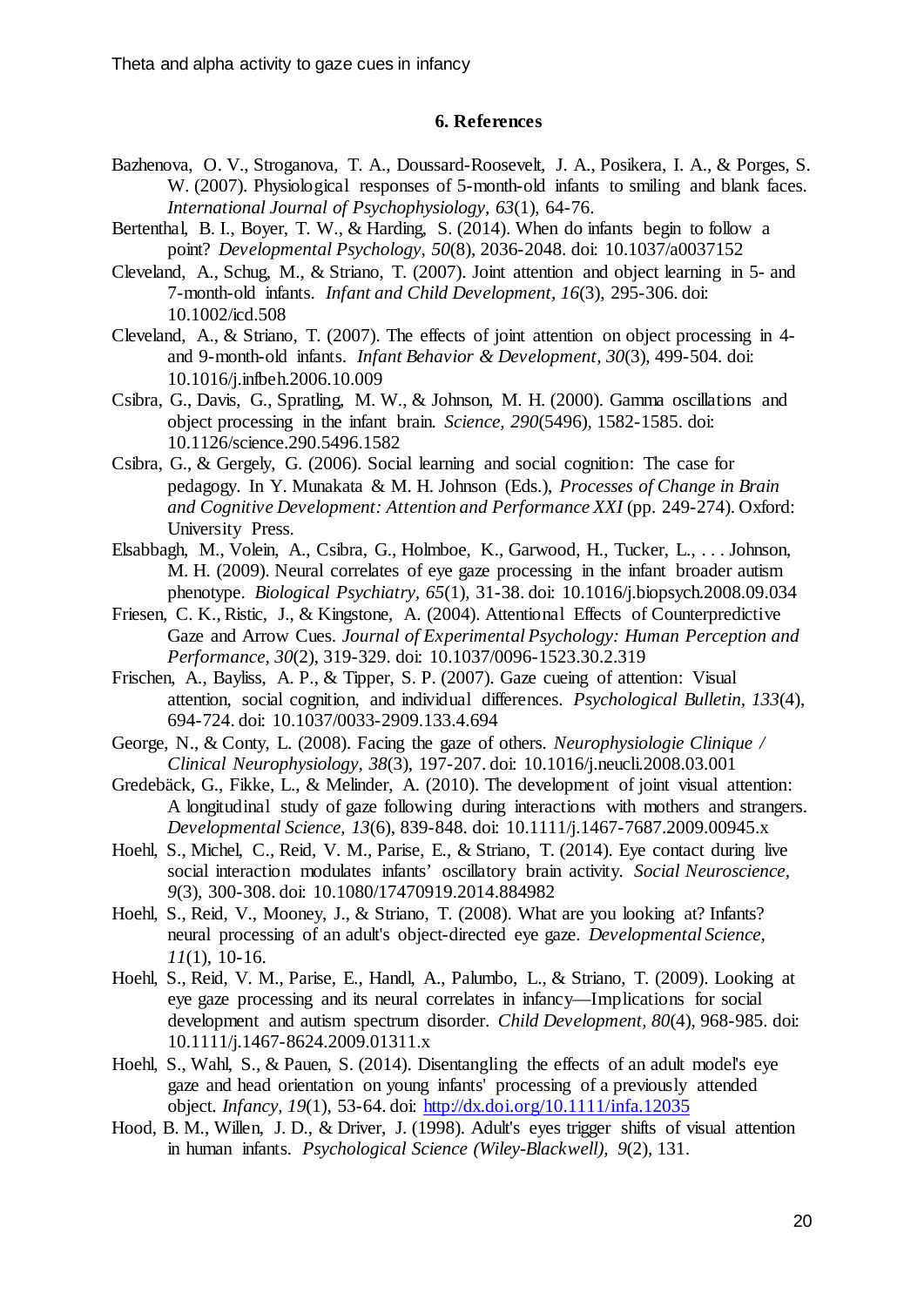## 6. References

Bazhenova, O. V., Stroganova, T. A., Doussard-Roosevelt, J. A., Posikera, I. A., & Porges, S. W. (2007). Physiological responses of 5-month-old infants to smiling and blank faces. *International Journal of Psychophysiology, 63*(1), 64-76.

Bertenthal, B. I., Boyer, T. W., & Harding, S. (2014). When do infants begin to follow a point? *Developmental Psychology, 50*(8), 2036-2048. doi: 10.1037/a0037152

Cleveland, A., Schug, M., & Striano, T. (2007). Joint attention and object learning in 5- and 7-month-old infants. *Infant and Child Development, 16*(3), 295-306. doi: 10.1002/icd.508

Cleveland, A., & Striano, T. (2007). The effects of joint attention on object processing in 4- and 9-month-old infants. *Infant Behavior & Development, 30*(3), 499-504. doi: 10.1016/j.infbeh.2006.10.009

Csibra, G., Davis, G., Spratling, M. W., & Johnson, M. H. (2000). Gamma oscillations and object processing in the infant brain. *Science, 290*(5496), 1582-1585. doi: 10.1126/science.290.5496.1582

Csibra, G., & Gergely, G. (2006). Social learning and social cognition: The case for pedagogy. In Y. Munakata & M. H. Johnson (Eds.), *Processes of Change in Brain and Cognitive Development: Attention and Performance XXI* (pp. 249-274). Oxford: University Press.

Elsabbagh, M., Volein, A., Csibra, G., Holmboe, K., Garwood, H., Tucker, L., . . . Johnson, M. H. (2009). Neural correlates of eye gaze processing in the infant broader autism phenotype. *Biological Psychiatry, 65*(1), 31-38. doi: 10.1016/j.biopsych.2008.09.034

Friesen, C. K., Ristic, J., & Kingstone, A. (2004). Attentional Effects of Counterpredictive Gaze and Arrow Cues. *Journal of Experimental Psychology: Human Perception and Performance, 30*(2), 319-329. doi: 10.1037/0096-1523.30.2.319

Frischen, A., Bayliss, A. P., & Tipper, S. P. (2007). Gaze cueing of attention: Visual attention, social cognition, and individual differences. *Psychological Bulletin, 133*(4), 694-724. doi: 10.1037/0033-2909.133.4.694

George, N., & Conty, L. (2008). Facing the gaze of others. *Neurophysiologie Clinique / Clinical Neurophysiology, 38*(3), 197-207. doi: 10.1016/j.neucli.2008.03.001

Gredebäck, G., Fikke, L., & Melinder, A. (2010). The development of joint visual attention: A longitudinal study of gaze following during interactions with mothers and strangers. *Developmental Science, 13*(6), 839-848. doi: 10.1111/j.1467-7687.2009.00945.x

Hoehl, S., Michel, C., Reid, V. M., Parise, E., & Striano, T. (2014). Eye contact during live social interaction modulates infants' oscillatory brain activity. *Social Neuroscience, 9*(3), 300-308. doi: 10.1080/17470919.2014.884982

Hoehl, S., Reid, V., Mooney, J., & Striano, T. (2008). What are you looking at? Infants? neural processing of an adult's object-directed eye gaze. *Developmental Science, 11*(1), 10-16.

Hoehl, S., Reid, V. M., Parise, E., Handl, A., Palumbo, L., & Striano, T. (2009). Looking at eye gaze processing and its neural correlates in infancy—Implications for social development and autism spectrum disorder. *Child Development, 80*(4), 968-985. doi: 10.1111/j.1467-8624.2009.01311.x

Hoehl, S., Wahl, S., & Pauen, S. (2014). Disentangling the effects of an adult model's eye gaze and head orientation on young infants' processing of a previously attended object. *Infancy, 19*(1), 53-64. doi: http://dx.doi.org/10.1111/infa.12035

Hood, B. M., Willen, J. D., & Driver, J. (1998). Adult's eyes trigger shifts of visual attention in human infants. *Psychological Science (Wiley-Blackwell), 9*(2), 131.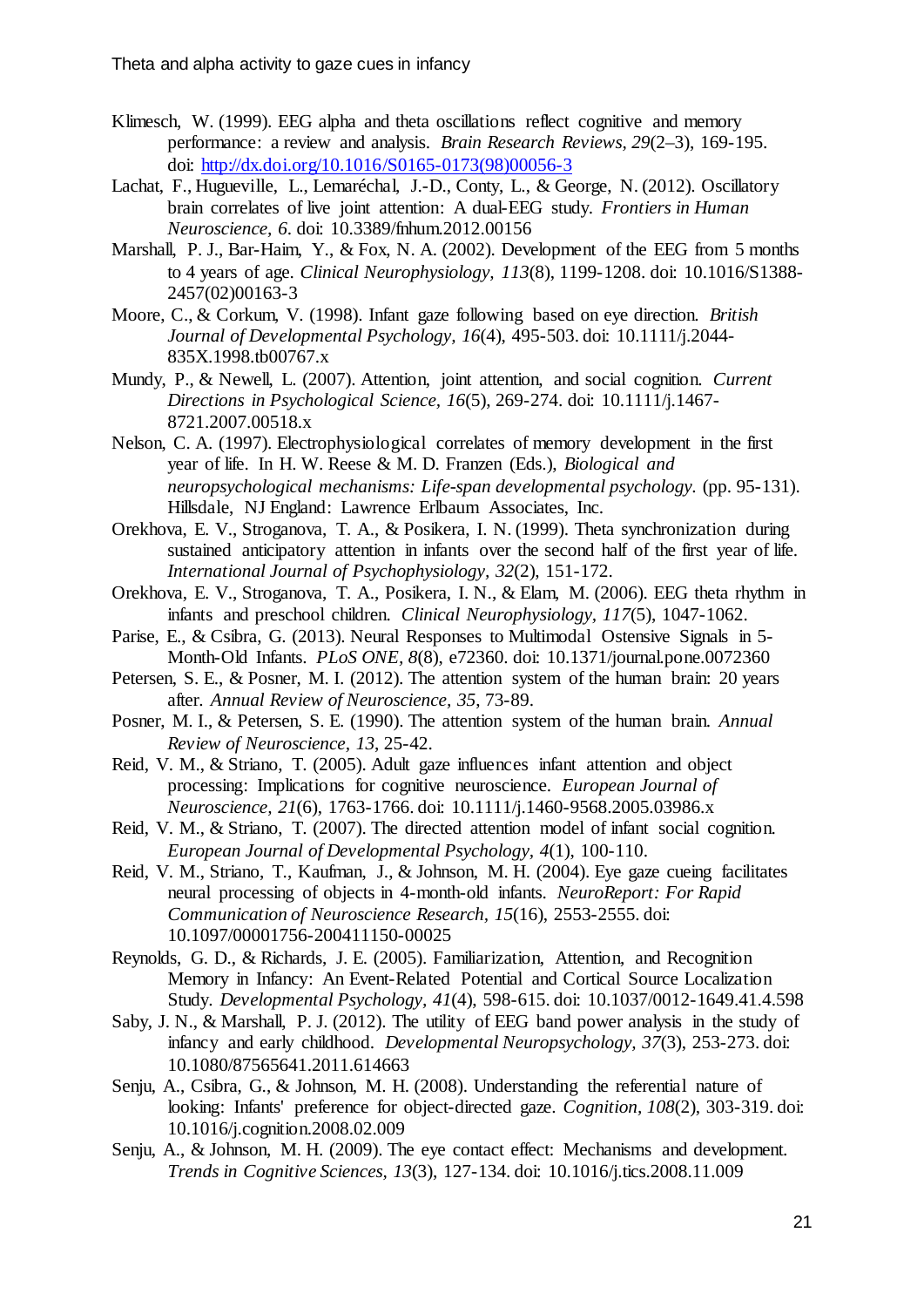Klimesch, W. (1999). EEG alpha and theta oscillations reflect cognitive and memory performance: a review and analysis. *Brain Research Reviews, 29*(2–3), 169-195. doi: http://dx.doi.org/10.1016/S0165-0173(98)00056-3

Lachat, F., Hugueville, L., Lemaréchal, J.-D., Conty, L., & George, N. (2012). Oscillatory brain correlates of live joint attention: A dual-EEG study. *Frontiers in Human Neuroscience, 6*. doi: 10.3389/fnhum.2012.00156

Marshall, P. J., Bar-Haim, Y., & Fox, N. A. (2002). Development of the EEG from 5 months to 4 years of age. *Clinical Neurophysiology, 113*(8), 1199-1208. doi: 10.1016/S1388-2457(02)00163-3

Moore, C., & Corkum, V. (1998). Infant gaze following based on eye direction. *British Journal of Developmental Psychology, 16*(4), 495-503. doi: 10.1111/j.2044-835X.1998.tb00767.x

Mundy, P., & Newell, L. (2007). Attention, joint attention, and social cognition. *Current Directions in Psychological Science, 16*(5), 269-274. doi: 10.1111/j.1467-8721.2007.00518.x

Nelson, C. A. (1997). Electrophysiological correlates of memory development in the first year of life. In H. W. Reese & M. D. Franzen (Eds.), *Biological and neuropsychological mechanisms: Life-span developmental psychology.* (pp. 95-131). Hillsdale, NJ England: Lawrence Erlbaum Associates, Inc.

Orekhova, E. V., Stroganova, T. A., & Posikera, I. N. (1999). Theta synchronization during sustained anticipatory attention in infants over the second half of the first year of life. *International Journal of Psychophysiology, 32*(2), 151-172.

Orekhova, E. V., Stroganova, T. A., Posikera, I. N., & Elam, M. (2006). EEG theta rhythm in infants and preschool children. *Clinical Neurophysiology, 117*(5), 1047-1062.

Parise, E., & Csibra, G. (2013). Neural Responses to Multimodal Ostensive Signals in 5-Month-Old Infants. *PLoS ONE, 8*(8), e72360. doi: 10.1371/journal.pone.0072360

Petersen, S. E., & Posner, M. I. (2012). The attention system of the human brain: 20 years after. *Annual Review of Neuroscience, 35*, 73-89.

Posner, M. I., & Petersen, S. E. (1990). The attention system of the human brain. *Annual Review of Neuroscience, 13*, 25-42.

Reid, V. M., & Striano, T. (2005). Adult gaze influences infant attention and object processing: Implications for cognitive neuroscience. *European Journal of Neuroscience, 21*(6), 1763-1766. doi: 10.1111/j.1460-9568.2005.03986.x

Reid, V. M., & Striano, T. (2007). The directed attention model of infant social cognition. *European Journal of Developmental Psychology, 4*(1), 100-110.

Reid, V. M., Striano, T., Kaufman, J., & Johnson, M. H. (2004). Eye gaze cueing facilitates neural processing of objects in 4-month-old infants. *NeuroReport: For Rapid Communication of Neuroscience Research, 15*(16), 2553-2555. doi: 10.1097/00001756-200411150-00025

Reynolds, G. D., & Richards, J. E. (2005). Familiarization, Attention, and Recognition Memory in Infancy: An Event-Related Potential and Cortical Source Localization Study. *Developmental Psychology, 41*(4), 598-615. doi: 10.1037/0012-1649.41.4.598

Saby, J. N., & Marshall, P. J. (2012). The utility of EEG band power analysis in the study of infancy and early childhood. *Developmental Neuropsychology, 37*(3), 253-273. doi: 10.1080/87565641.2011.614663

Senju, A., Csibra, G., & Johnson, M. H. (2008). Understanding the referential nature of looking: Infants' preference for object-directed gaze. *Cognition, 108*(2), 303-319. doi: 10.1016/j.cognition.2008.02.009

Senju, A., & Johnson, M. H. (2009). The eye contact effect: Mechanisms and development. *Trends in Cognitive Sciences, 13*(3), 127-134. doi: 10.1016/j.tics.2008.11.009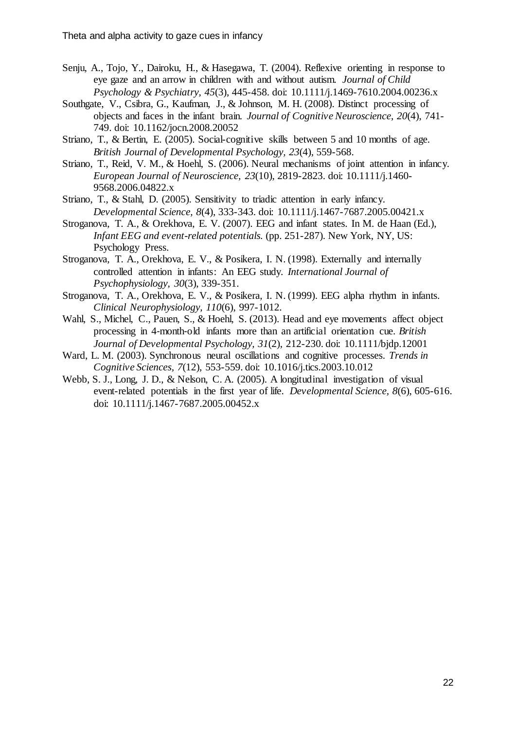Senju, A., Tojo, Y., Dairoku, H., & Hasegawa, T. (2004). Reflexive orienting in response to eye gaze and an arrow in children with and without autism. *Journal of Child Psychology & Psychiatry, 45*(3), 445-458. doi: 10.1111/j.1469-7610.2004.00236.x

Southgate, V., Csibra, G., Kaufman, J., & Johnson, M. H. (2008). Distinct processing of objects and faces in the infant brain. *Journal of Cognitive Neuroscience, 20*(4), 741-749. doi: 10.1162/jocn.2008.20052

Striano, T., & Bertin, E. (2005). Social-cognitive skills between 5 and 10 months of age. *British Journal of Developmental Psychology, 23*(4), 559-568.

Striano, T., Reid, V. M., & Hoehl, S. (2006). Neural mechanisms of joint attention in infancy. *European Journal of Neuroscience, 23*(10), 2819-2823. doi: 10.1111/j.1460-9568.2006.04822.x

Striano, T., & Stahl, D. (2005). Sensitivity to triadic attention in early infancy. *Developmental Science, 8*(4), 333-343. doi: 10.1111/j.1467-7687.2005.00421.x

Stroganova, T. A., & Orekhova, E. V. (2007). EEG and infant states. In M. de Haan (Ed.), *Infant EEG and event-related potentials.* (pp. 251-287). New York, NY, US: Psychology Press.

Stroganova, T. A., Orekhova, E. V., & Posikera, I. N. (1998). Externally and internally controlled attention in infants: An EEG study. *International Journal of Psychophysiology, 30*(3), 339-351.

Stroganova, T. A., Orekhova, E. V., & Posikera, I. N. (1999). EEG alpha rhythm in infants. *Clinical Neurophysiology, 110*(6), 997-1012.

Wahl, S., Michel, C., Pauen, S., & Hoehl, S. (2013). Head and eye movements affect object processing in 4-month-old infants more than an artificial orientation cue. *British Journal of Developmental Psychology, 31*(2), 212-230. doi: 10.1111/bjdp.12001

Ward, L. M. (2003). Synchronous neural oscillations and cognitive processes. *Trends in Cognitive Sciences, 7*(12), 553-559. doi: 10.1016/j.tics.2003.10.012

Webb, S. J., Long, J. D., & Nelson, C. A. (2005). A longitudinal investigation of visual event-related potentials in the first year of life. *Developmental Science, 8*(6), 605-616. doi: 10.1111/j.1467-7687.2005.00452.x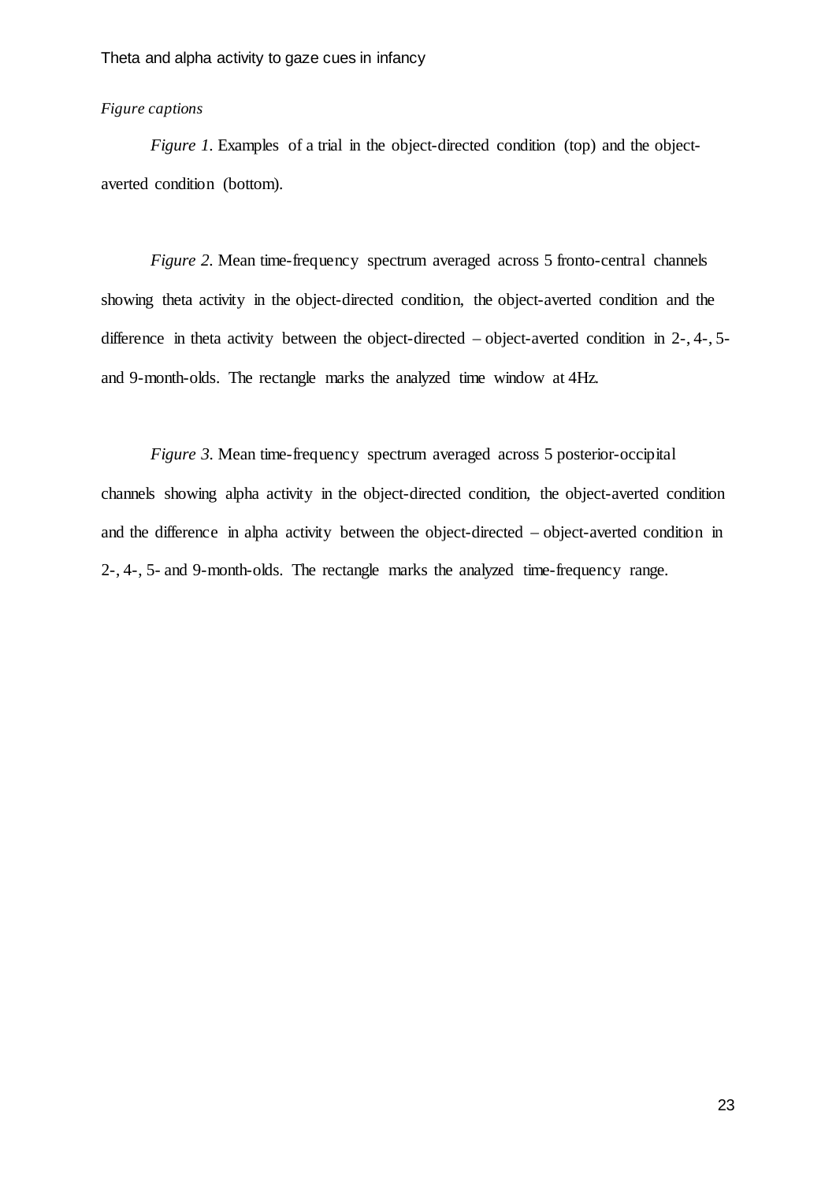*Figure captions*

*Figure 1*. Examples of a trial in the object-directed condition (top) and the object-averted condition (bottom).

*Figure 2*. Mean time-frequency spectrum averaged across 5 fronto-central channels showing theta activity in the object-directed condition, the object-averted condition and the difference in theta activity between the object-directed – object-averted condition in 2-, 4-, 5- and 9-month-olds. The rectangle marks the analyzed time window at 4Hz.

*Figure 3*. Mean time-frequency spectrum averaged across 5 posterior-occipital channels showing alpha activity in the object-directed condition, the object-averted condition and the difference in alpha activity between the object-directed – object-averted condition in 2-, 4-, 5- and 9-month-olds. The rectangle marks the analyzed time-frequency range.